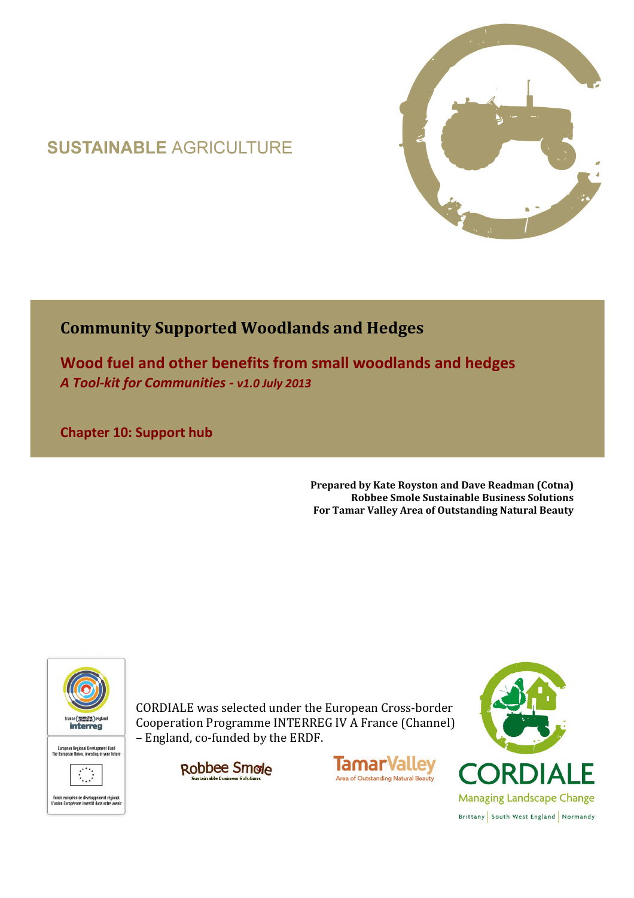SUSTAINABLE AGRICULTURE

# Community Supported Woodlands and Hedges

## Wood fuel and other benefits from small woodlands and hedges

***A Tool-kit for Communities - v1.0 July 2013***

## Chapter 10: Support hub

**Prepared by Kate Royston and Dave Readman (Cotna)**
**Robbee Smole Sustainable Business Solutions**
**For Tamar Valley Area of Outstanding Natural Beauty**

France (manche channel) England interreg

European Regional Development Fund
The European Union, investing in your future

Fonds européen de développement régional
L'union Européenne investit dans votre avenir

CORDIALE was selected under the European Cross-border Cooperation Programme INTERREG IV A France (Channel) – England, co-funded by the ERDF.

Robbee Smole Sustainable Business Solutions

Tamar Valley Area of Outstanding Natural Beauty

CORDIALE Managing Landscape Change

Brittany | South West England | Normandy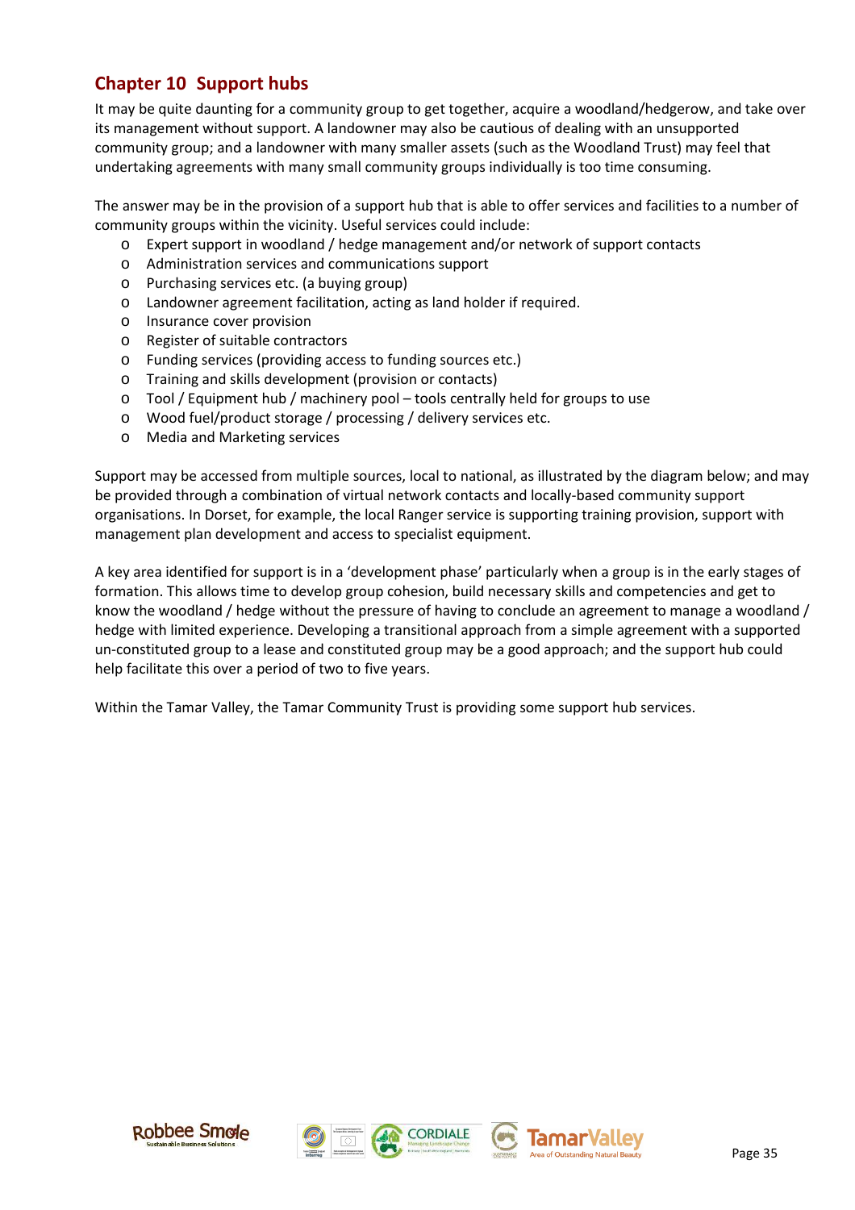## Chapter 10 Support hubs

It may be quite daunting for a community group to get together, acquire a woodland/hedgerow, and take over its management without support. A landowner may also be cautious of dealing with an unsupported community group; and a landowner with many smaller assets (such as the Woodland Trust) may feel that undertaking agreements with many small community groups individually is too time consuming.

The answer may be in the provision of a support hub that is able to offer services and facilities to a number of community groups within the vicinity. Useful services could include:

- Expert support in woodland / hedge management and/or network of support contacts
- Administration services and communications support
- Purchasing services etc. (a buying group)
- Landowner agreement facilitation, acting as land holder if required.
- Insurance cover provision
- Register of suitable contractors
- Funding services (providing access to funding sources etc.)
- Training and skills development (provision or contacts)
- Tool / Equipment hub / machinery pool – tools centrally held for groups to use
- Wood fuel/product storage / processing / delivery services etc.
- Media and Marketing services

Support may be accessed from multiple sources, local to national, as illustrated by the diagram below; and may be provided through a combination of virtual network contacts and locally-based community support organisations. In Dorset, for example, the local Ranger service is supporting training provision, support with management plan development and access to specialist equipment.

A key area identified for support is in a 'development phase' particularly when a group is in the early stages of formation. This allows time to develop group cohesion, build necessary skills and competencies and get to know the woodland / hedge without the pressure of having to conclude an agreement to manage a woodland / hedge with limited experience. Developing a transitional approach from a simple agreement with a supported un-constituted group to a lease and constituted group may be a good approach; and the support hub could help facilitate this over a period of two to five years.

Within the Tamar Valley, the Tamar Community Trust is providing some support hub services.